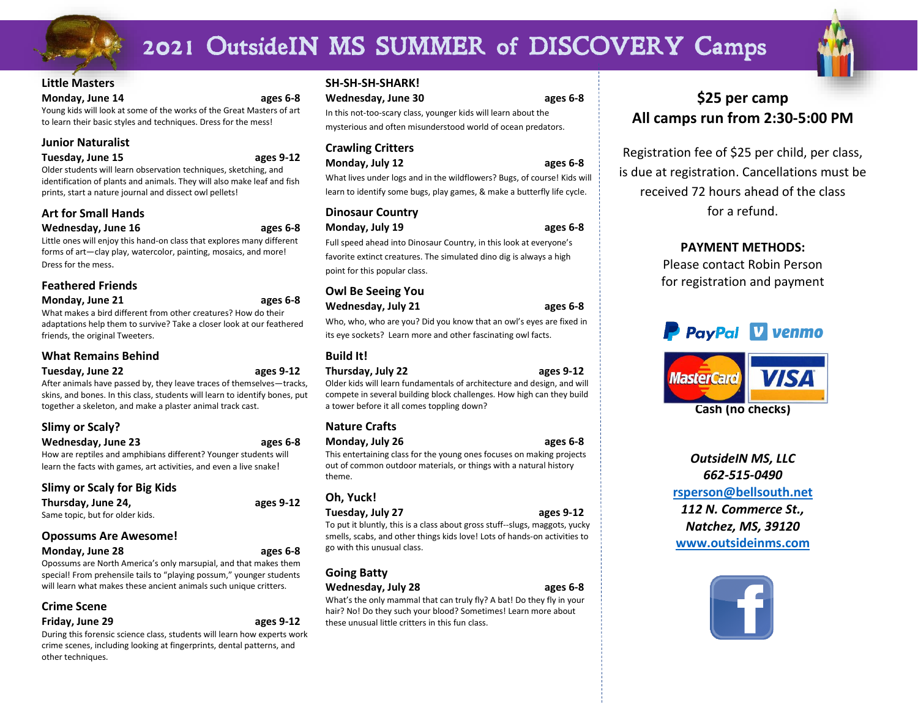# 2021 OutsideIN MS SUMMER of DISCOVERY Camps

### Little Masters

**Monday, June 14** **ages 6-8**

Young kids will look at some of the works of the Great Masters of art to learn their basic styles and techniques. Dress for the mess!

### Junior Naturalist

**Tuesday, June 15** **ages 9-12**

Older students will learn observation techniques, sketching, and identification of plants and animals. They will also make leaf and fish prints, start a nature journal and dissect owl pellets!

### Art for Small Hands

**Wednesday, June 16** **ages 6-8**

Little ones will enjoy this hand-on class that explores many different forms of art—clay play, watercolor, painting, mosaics, and more! Dress for the mess.

### Feathered Friends

**Monday, June 21** **ages 6-8**

What makes a bird different from other creatures? How do their adaptations help them to survive? Take a closer look at our feathered friends, the original Tweeters.

### What Remains Behind

**Tuesday, June 22** **ages 9-12**

After animals have passed by, they leave traces of themselves—tracks, skins, and bones. In this class, students will learn to identify bones, put together a skeleton, and make a plaster animal track cast.

### Slimy or Scaly?

**Wednesday, June 23** **ages 6-8**

How are reptiles and amphibians different? Younger students will learn the facts with games, art activities, and even a live snake!

### Slimy or Scaly for Big Kids

**Thursday, June 24,** **ages 9-12**

Same topic, but for older kids.

### Opossums Are Awesome!

**Monday, June 28** **ages 6-8**

Opossums are North America's only marsupial, and that makes them special! From prehensile tails to "playing possum," younger students will learn what makes these ancient animals such unique critters.

### Crime Scene

**Friday, June 29** **ages 9-12**

During this forensic science class, students will learn how experts work crime scenes, including looking at fingerprints, dental patterns, and other techniques.

### SH-SH-SH-SHARK!

**Wednesday, June 30** **ages 6-8**

In this not-too-scary class, younger kids will learn about the mysterious and often misunderstood world of ocean predators.

### Crawling Critters

**Monday, July 12** **ages 6-8**

What lives under logs and in the wildflowers? Bugs, of course! Kids will learn to identify some bugs, play games, & make a butterfly life cycle.

### Dinosaur Country

**Monday, July 19** **ages 6-8**

Full speed ahead into Dinosaur Country, in this look at everyone's favorite extinct creatures. The simulated dino dig is always a high point for this popular class.

### Owl Be Seeing You

**Wednesday, July 21** **ages 6-8**

Who, who, who are you? Did you know that an owl's eyes are fixed in its eye sockets? Learn more and other fascinating owl facts.

### Build It!

**Thursday, July 22** **ages 9-12**

Older kids will learn fundamentals of architecture and design, and will compete in several building block challenges. How high can they build a tower before it all comes toppling down?

### Nature Crafts

**Monday, July 26** **ages 6-8**

This entertaining class for the young ones focuses on making projects out of common outdoor materials, or things with a natural history theme.

### Oh, Yuck!

**Tuesday, July 27** **ages 9-12**

To put it bluntly, this is a class about gross stuff--slugs, maggots, yucky smells, scabs, and other things kids love! Lots of hands-on activities to go with this unusual class.

### Going Batty

**Wednesday, July 28** **ages 6-8**

What's the only mammal that can truly fly? A bat! Do they fly in your hair? No! Do they such your blood? Sometimes! Learn more about these unusual little critters in this fun class.

---

**$25 per camp**
**All camps run from 2:30-5:00 PM**

Registration fee of $25 per child, per class, is due at registration. Cancellations must be received 72 hours ahead of the class for a refund.

**PAYMENT METHODS:**
Please contact Robin Person for registration and payment

PayPal venmo MasterCard VISA

**Cash (no checks)**

***OutsideIN MS, LLC***
***662-515-0490***
[rsperson@bellsouth.net](mailto:rsperson@bellsouth.net)
***112 N. Commerce St.,***
***Natchez, MS, 39120***
[www.outsideinms.com](http://www.outsideinms.com)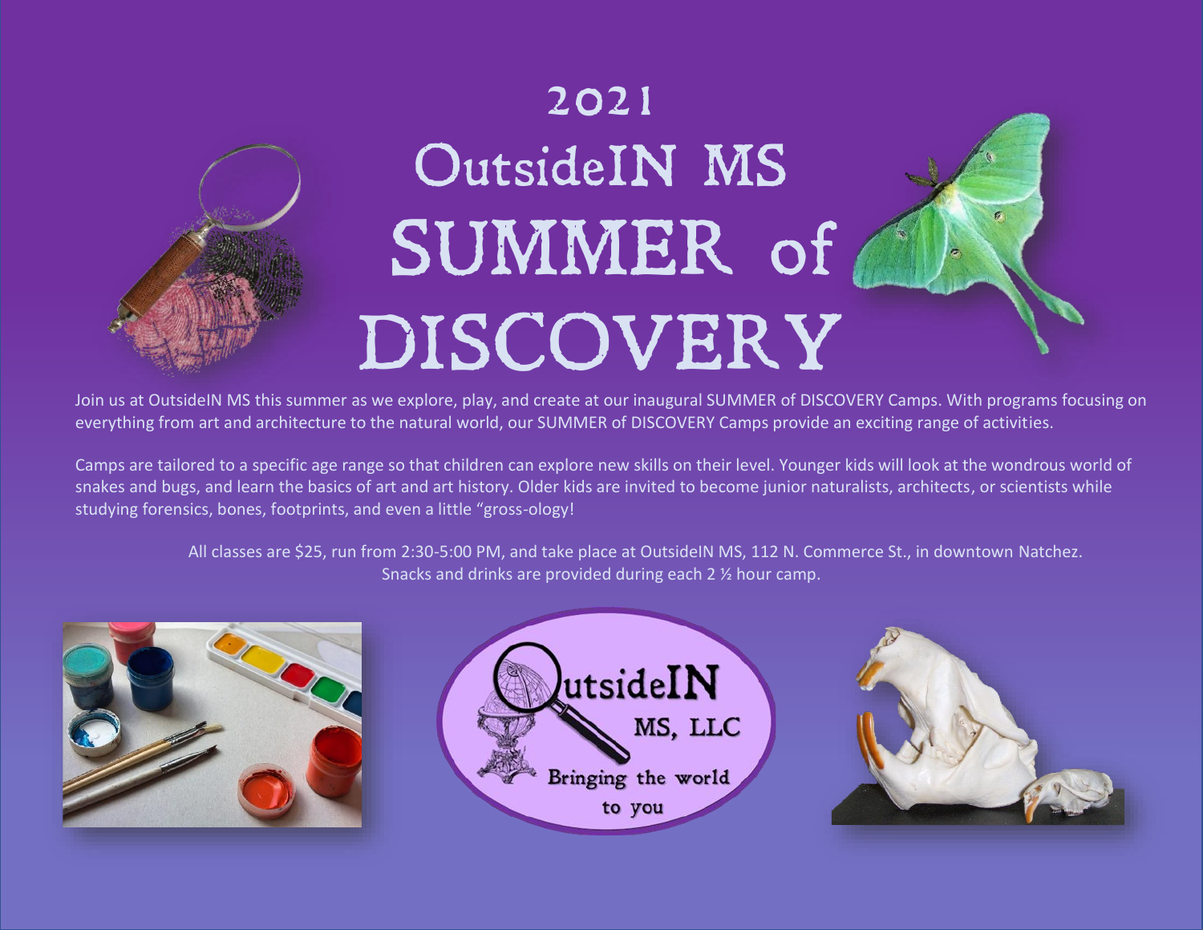# 2021 OutsideIN MS SUMMER of DISCOVERY

Join us at OutsideIN MS this summer as we explore, play, and create at our inaugural SUMMER of DISCOVERY Camps. With programs focusing on everything from art and architecture to the natural world, our SUMMER of DISCOVERY Camps provide an exciting range of activities.

Camps are tailored to a specific age range so that children can explore new skills on their level. Younger kids will look at the wondrous world of snakes and bugs, and learn the basics of art and art history. Older kids are invited to become junior naturalists, architects, or scientists while studying forensics, bones, footprints, and even a little "gross-ology!

All classes are $25, run from 2:30-5:00 PM, and take place at OutsideIN MS, 112 N. Commerce St., in downtown Natchez. Snacks and drinks are provided during each 2 ½ hour camp.

OutsideIN MS, LLC

Bringing the world to you